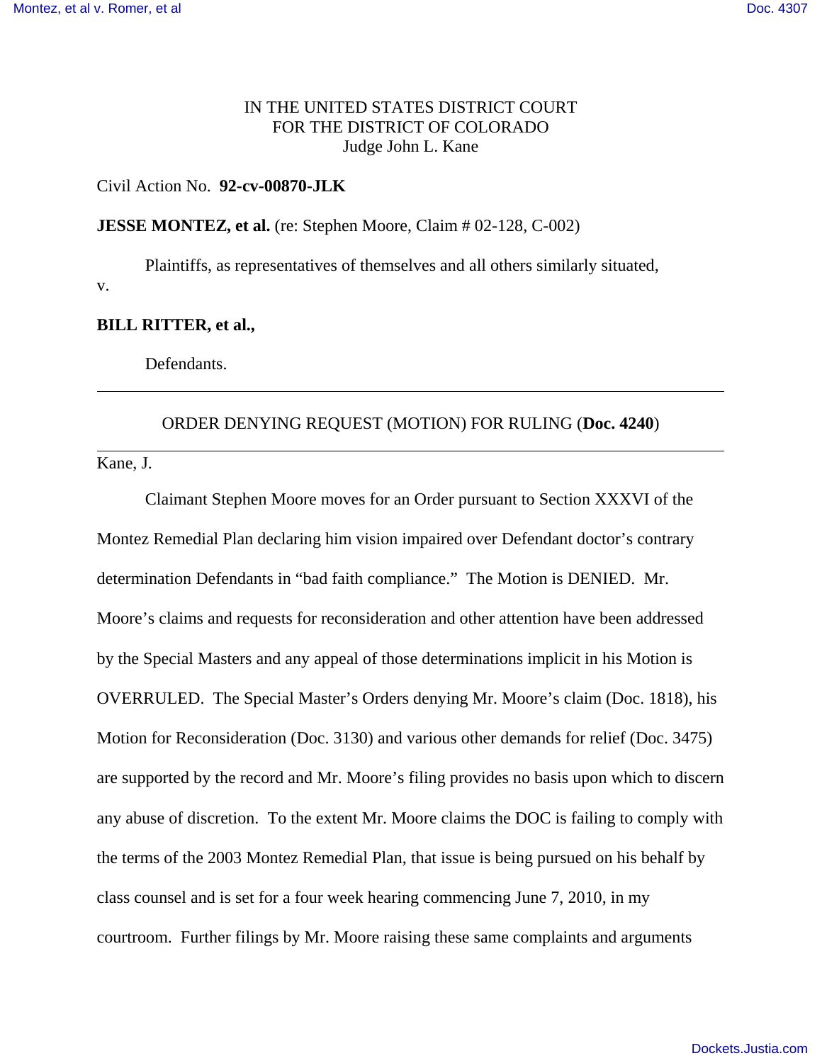IN THE UNITED STATES DISTRICT COURT
FOR THE DISTRICT OF COLORADO
Judge John L. Kane

Civil Action No. **92-cv-00870-JLK**

**JESSE MONTEZ, et al.** (re: Stephen Moore, Claim # 02-128, C-002)

Plaintiffs, as representatives of themselves and all others similarly situated,

v.

**BILL RITTER, et al.,**

Defendants.

---

ORDER DENYING REQUEST (MOTION) FOR RULING (**Doc. 4240**)

---

Kane, J.

Claimant Stephen Moore moves for an Order pursuant to Section XXXVI of the Montez Remedial Plan declaring him vision impaired over Defendant doctor's contrary determination Defendants in "bad faith compliance." The Motion is DENIED. Mr. Moore's claims and requests for reconsideration and other attention have been addressed by the Special Masters and any appeal of those determinations implicit in his Motion is OVERRULED. The Special Master's Orders denying Mr. Moore's claim (Doc. 1818), his Motion for Reconsideration (Doc. 3130) and various other demands for relief (Doc. 3475) are supported by the record and Mr. Moore's filing provides no basis upon which to discern any abuse of discretion. To the extent Mr. Moore claims the DOC is failing to comply with the terms of the 2003 Montez Remedial Plan, that issue is being pursued on his behalf by class counsel and is set for a four week hearing commencing June 7, 2010, in my courtroom. Further filings by Mr. Moore raising these same complaints and arguments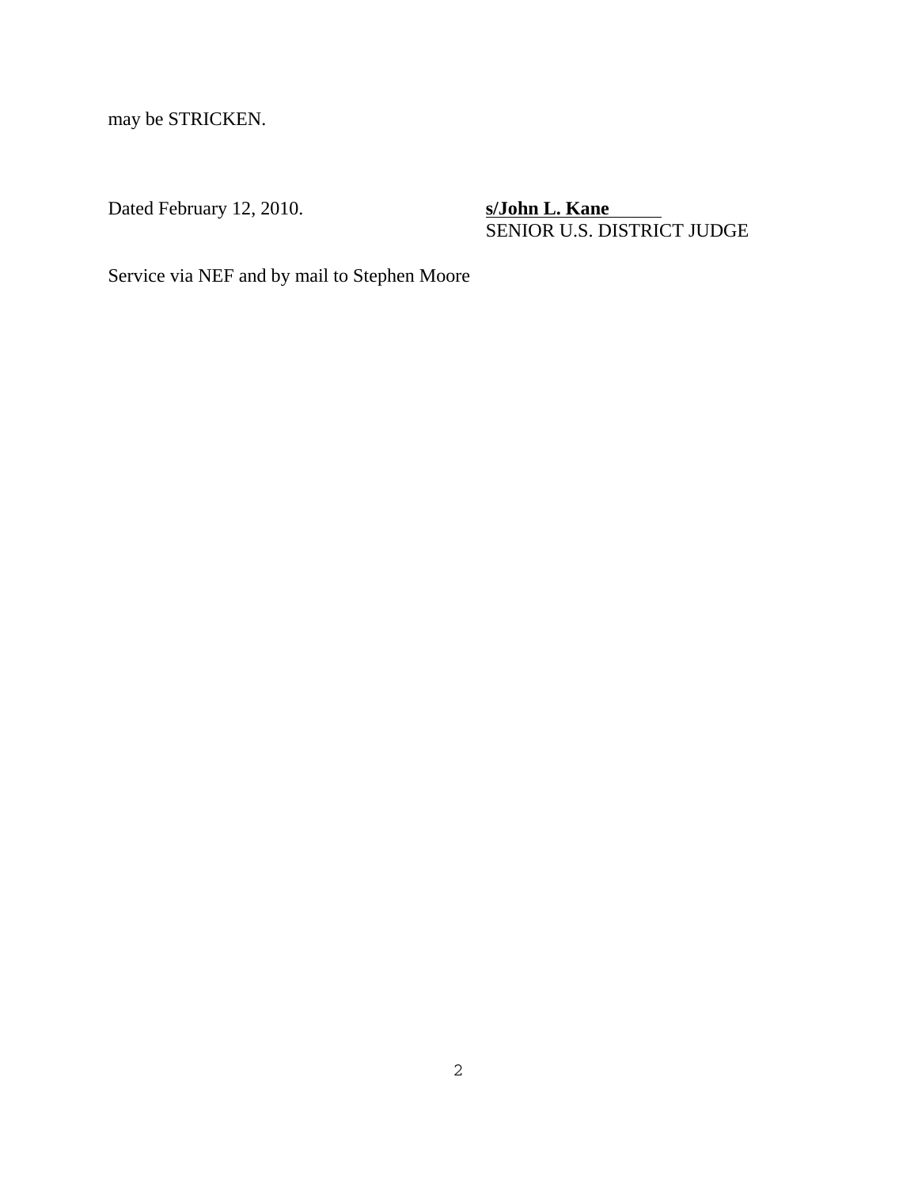may be STRICKEN.

Dated February 12, 2010.

**s/John L. Kane**
SENIOR U.S. DISTRICT JUDGE

Service via NEF and by mail to Stephen Moore